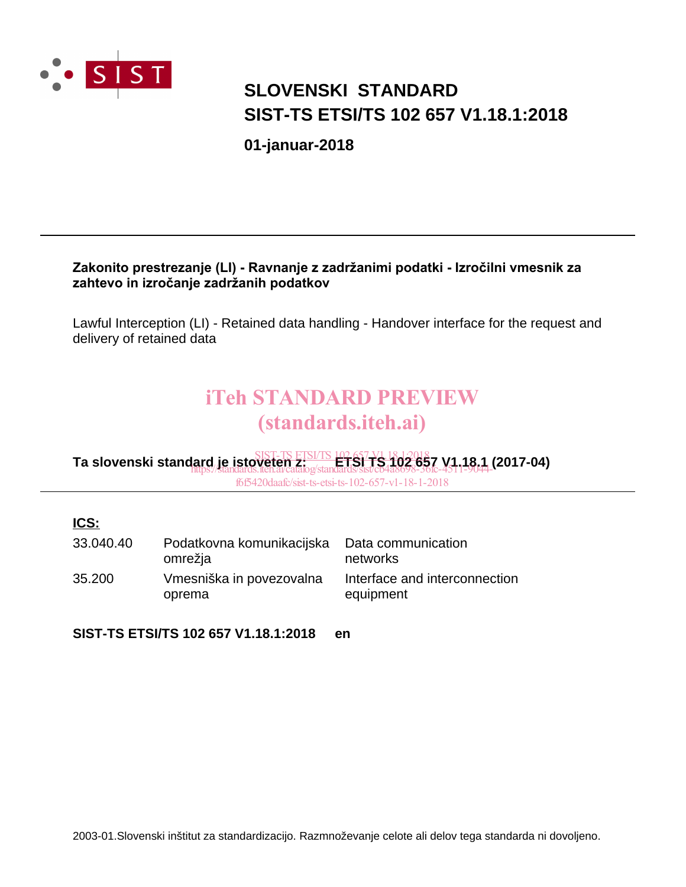SIST

# SLOVENSKI STANDARD
# SIST-TS ETSI/TS 102 657 V1.18.1:2018

**01-januar-2018**

---

**Zakonito prestrezanje (LI) - Ravnanje z zadržanimi podatki - Izročilni vmesnik za zahtevo in izročanje zadržanih podatkov**

Lawful Interception (LI) - Retained data handling - Handover interface for the request and delivery of retained data

iTeh STANDARD PREVIEW
(standards.iteh.ai)

SIST-TS ETSI/TS 102 657 V1.18.1:2018
https://standards.iteh.ai/catalog/standards/sist/cb4a8698-36fc-4511-9044-f6f5420daafc/sist-ts-etsi-ts-102-657-v1-18-1-2018

**Ta slovenski standard je istoveten z: ETSI TS 102 657 V1.18.1 (2017-04)**

---

**ICS:**

| | | |
|---|---|---|
| 33.040.40 | Podatkovna komunikacijska omrežja | Data communication networks |
| 35.200 | Vmesniška in povezovalna oprema | Interface and interconnection equipment |

**SIST-TS ETSI/TS 102 657 V1.18.1:2018 en**

2003-01.Slovenski inštitut za standardizacijo. Razmnoževanje celote ali delov tega standarda ni dovoljeno.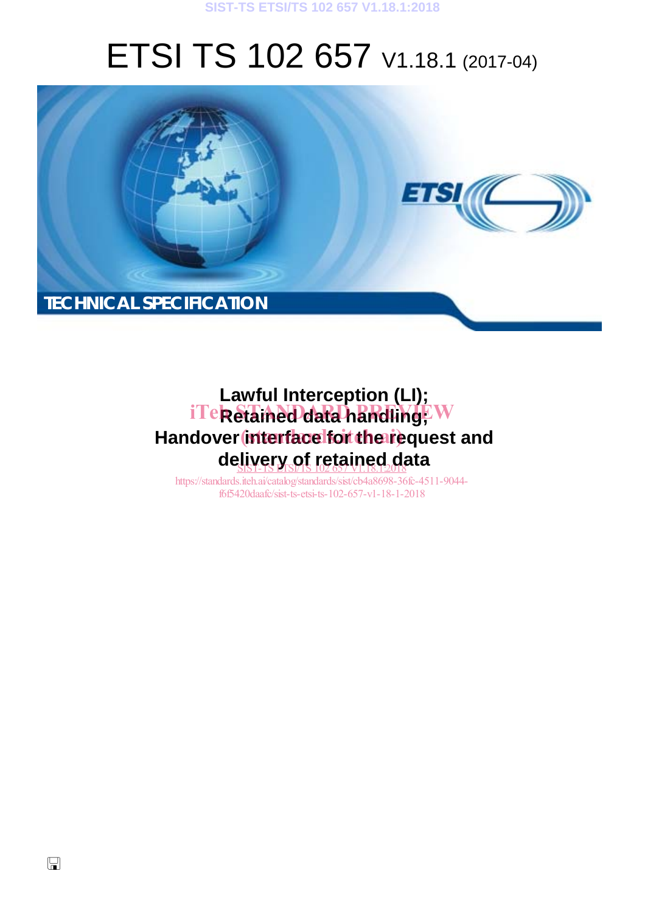# ETSI TS 102 657 V1.18.1 (2017-04)

TECHNICAL SPECIFICATION

## Lawful Interception (LI);
## Retained data handling;
## Handover interface for the request and delivery of retained data

iTeh STANDARD PREVIEW
(standards.iteh.ai)

SIST-TS ETSI/TS 102 657 V1.18.1:2018
https://standards.iteh.ai/catalog/standards/sist/cb4a8698-36fc-4511-9044-f6f5420daafc/sist-ts-etsi-ts-102-657-v1-18-1-2018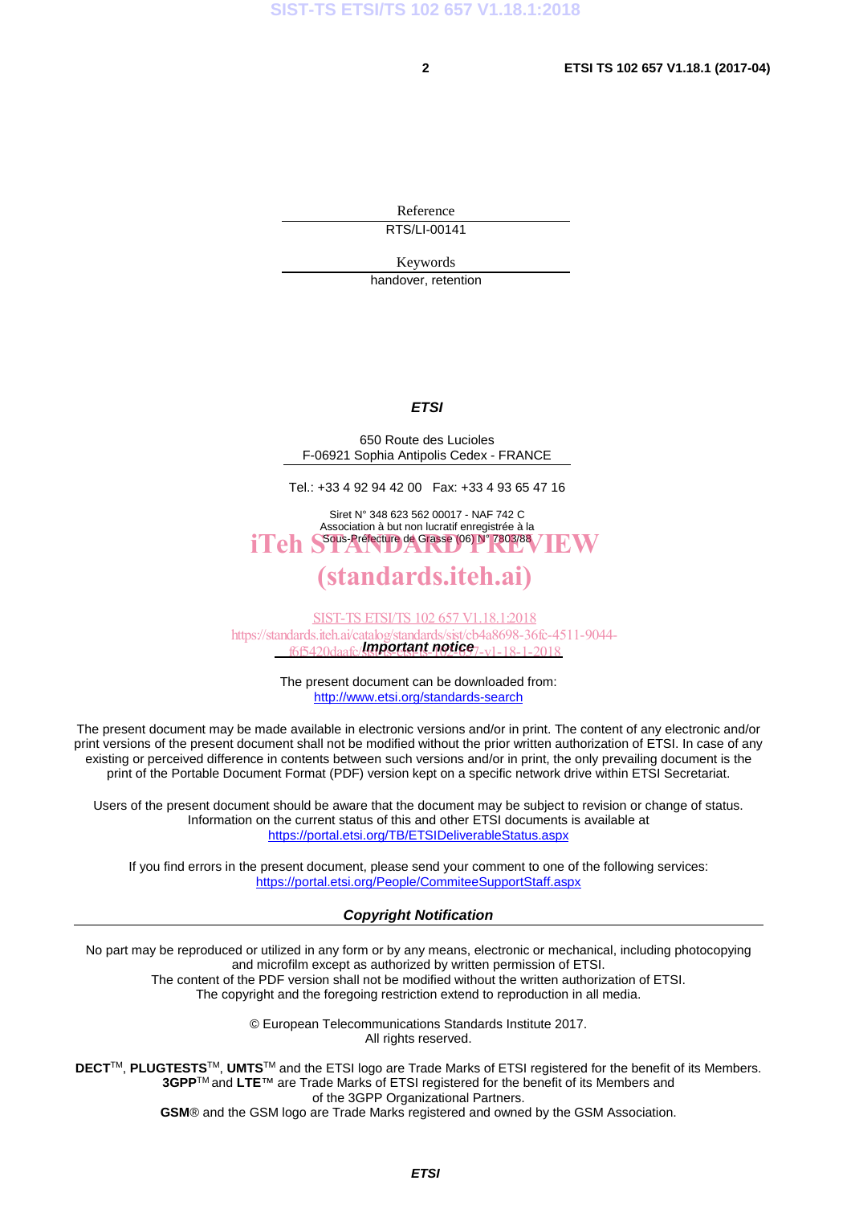Reference

RTS/LI-00141

Keywords

handover, retention

***ETSI***

650 Route des Lucioles
F-06921 Sophia Antipolis Cedex - FRANCE

Tel.: +33 4 92 94 42 00 Fax: +33 4 93 65 47 16

Siret N° 348 623 562 00017 - NAF 742 C
Association à but non lucratif enregistrée à la
Sous-Préfecture de Grasse (06) N° 7803/88

***Important notice***

The present document can be downloaded from:
http://www.etsi.org/standards-search

The present document may be made available in electronic versions and/or in print. The content of any electronic and/or print versions of the present document shall not be modified without the prior written authorization of ETSI. In case of any existing or perceived difference in contents between such versions and/or in print, the only prevailing document is the print of the Portable Document Format (PDF) version kept on a specific network drive within ETSI Secretariat.

Users of the present document should be aware that the document may be subject to revision or change of status. Information on the current status of this and other ETSI documents is available at
https://portal.etsi.org/TB/ETSIDeliverableStatus.aspx

If you find errors in the present document, please send your comment to one of the following services:
https://portal.etsi.org/People/CommiteeSupportStaff.aspx

***Copyright Notification***

No part may be reproduced or utilized in any form or by any means, electronic or mechanical, including photocopying and microfilm except as authorized by written permission of ETSI.
The content of the PDF version shall not be modified without the written authorization of ETSI.
The copyright and the foregoing restriction extend to reproduction in all media.

© European Telecommunications Standards Institute 2017.
All rights reserved.

**DECT**™, **PLUGTESTS**™, **UMTS**™ and the ETSI logo are Trade Marks of ETSI registered for the benefit of its Members.
**3GPP**™ and **LTE**™ are Trade Marks of ETSI registered for the benefit of its Members and of the 3GPP Organizational Partners.
**GSM**® and the GSM logo are Trade Marks registered and owned by the GSM Association.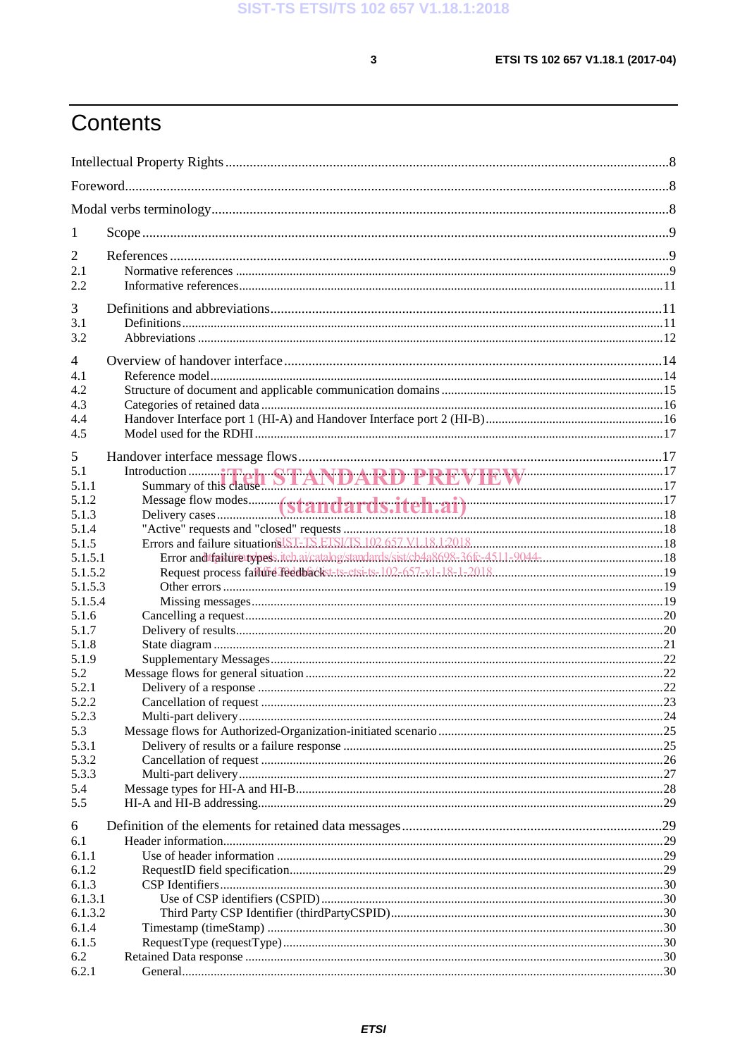# Contents

Intellectual Property Rights ........ 8

Foreword ........ 8

Modal verbs terminology ........ 8

1 Scope ........ 9

2 References ........ 9
- 2.1 Normative references ........ 9
- 2.2 Informative references ........ 11

3 Definitions and abbreviations ........ 11
- 3.1 Definitions ........ 11
- 3.2 Abbreviations ........ 12

4 Overview of handover interface ........ 14
- 4.1 Reference model ........ 14
- 4.2 Structure of document and applicable communication domains ........ 15
- 4.3 Categories of retained data ........ 16
- 4.4 Handover Interface port 1 (HI-A) and Handover Interface port 2 (HI-B) ........ 16
- 4.5 Model used for the RDHI ........ 17

5 Handover interface message flows ........ 17
- 5.1 Introduction ........ 17
  - 5.1.1 Summary of this clause ........ 17
  - 5.1.2 Message flow modes ........ 17
  - 5.1.3 Delivery cases ........ 18
  - 5.1.4 "Active" requests and "closed" requests ........ 18
  - 5.1.5 Errors and failure situations ........ 18
    - 5.1.5.1 Error and failure types ........ 18
    - 5.1.5.2 Request process failure feedback ........ 19
    - 5.1.5.3 Other errors ........ 19
    - 5.1.5.4 Missing messages ........ 19
  - 5.1.6 Cancelling a request ........ 20
  - 5.1.7 Delivery of results ........ 20
  - 5.1.8 State diagram ........ 21
  - 5.1.9 Supplementary Messages ........ 22
- 5.2 Message flows for general situation ........ 22
  - 5.2.1 Delivery of a response ........ 22
  - 5.2.2 Cancellation of request ........ 23
  - 5.2.3 Multi-part delivery ........ 24
- 5.3 Message flows for Authorized-Organization-initiated scenario ........ 25
  - 5.3.1 Delivery of results or a failure response ........ 25
  - 5.3.2 Cancellation of request ........ 26
  - 5.3.3 Multi-part delivery ........ 27
- 5.4 Message types for HI-A and HI-B ........ 28
- 5.5 HI-A and HI-B addressing ........ 29

6 Definition of the elements for retained data messages ........ 29
- 6.1 Header information ........ 29
  - 6.1.1 Use of header information ........ 29
  - 6.1.2 RequestID field specification ........ 29
  - 6.1.3 CSP Identifiers ........ 30
    - 6.1.3.1 Use of CSP identifiers (CSPID) ........ 30
    - 6.1.3.2 Third Party CSP Identifier (thirdPartyCSPID) ........ 30
  - 6.1.4 Timestamp (timeStamp) ........ 30
  - 6.1.5 RequestType (requestType) ........ 30
- 6.2 Retained Data response ........ 30
  - 6.2.1 General ........ 30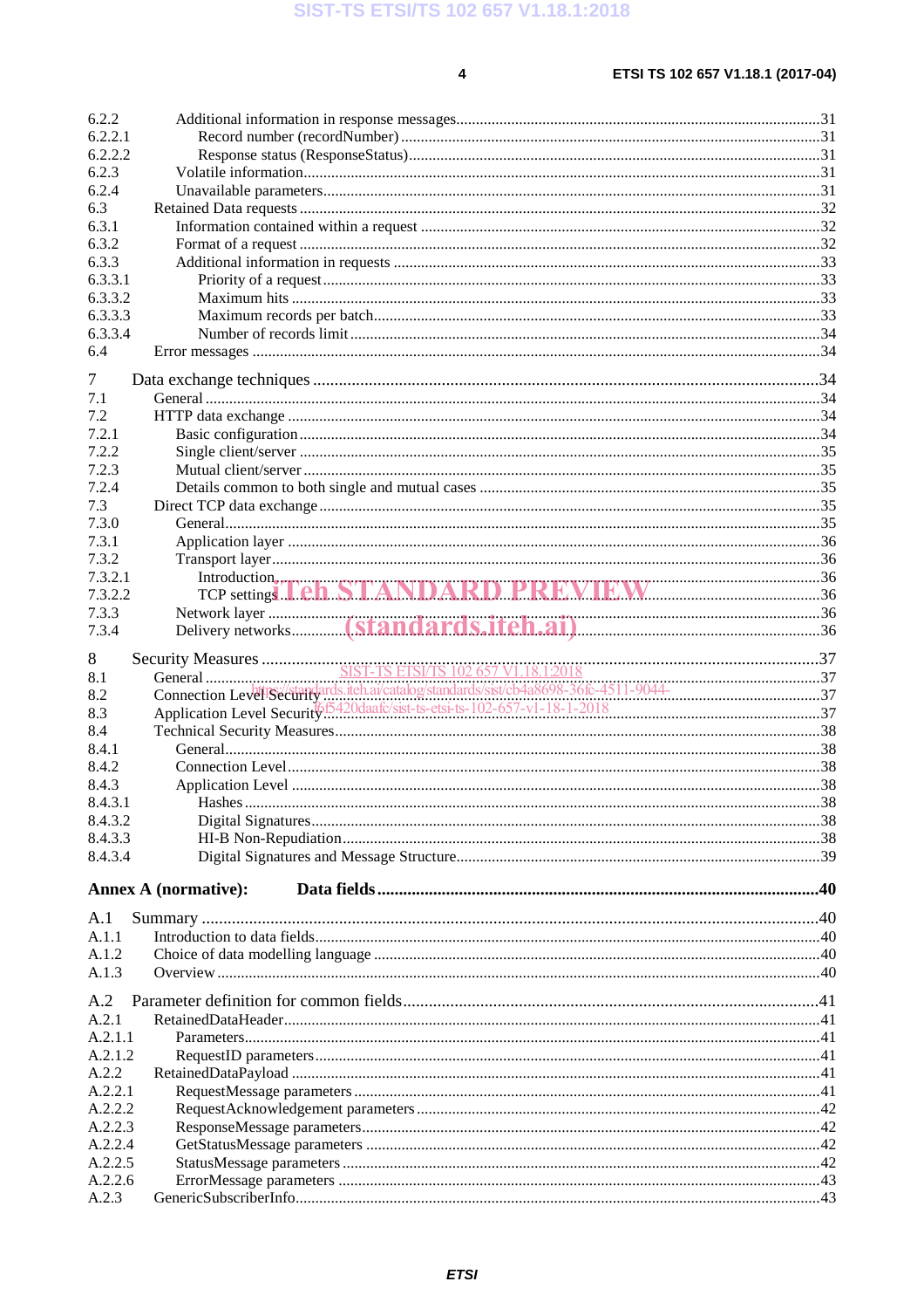6.2.2 Additional information in response messages ........ 31
6.2.2.1 Record number (recordNumber) ........ 31
6.2.2.2 Response status (ResponseStatus) ........ 31
6.2.3 Volatile information ........ 31
6.2.4 Unavailable parameters ........ 31
6.3 Retained Data requests ........ 32
6.3.1 Information contained within a request ........ 32
6.3.2 Format of a request ........ 32
6.3.3 Additional information in requests ........ 33
6.3.3.1 Priority of a request ........ 33
6.3.3.2 Maximum hits ........ 33
6.3.3.3 Maximum records per batch ........ 33
6.3.3.4 Number of records limit ........ 34
6.4 Error messages ........ 34

7 Data exchange techniques ........ 34
7.1 General ........ 34
7.2 HTTP data exchange ........ 34
7.2.1 Basic configuration ........ 34
7.2.2 Single client/server ........ 35
7.2.3 Mutual client/server ........ 35
7.2.4 Details common to both single and mutual cases ........ 35
7.3 Direct TCP data exchange ........ 35
7.3.0 General ........ 35
7.3.1 Application layer ........ 36
7.3.2 Transport layer ........ 36
7.3.2.1 Introduction ........ 36
7.3.2.2 TCP settings ........ 36
7.3.3 Network layer ........ 36
7.3.4 Delivery networks ........ 36

8 Security Measures ........ 37
8.1 General ........ 37
8.2 Connection Level Security ........ 37
8.3 Application Level Security ........ 37
8.4 Technical Security Measures ........ 38
8.4.1 General ........ 38
8.4.2 Connection Level ........ 38
8.4.3 Application Level ........ 38
8.4.3.1 Hashes ........ 38
8.4.3.2 Digital Signatures ........ 38
8.4.3.3 HI-B Non-Repudiation ........ 38
8.4.3.4 Digital Signatures and Message Structure ........ 39

**Annex A (normative): Data fields ........ 40**

A.1 Summary ........ 40
A.1.1 Introduction to data fields ........ 40
A.1.2 Choice of data modelling language ........ 40
A.1.3 Overview ........ 40

A.2 Parameter definition for common fields ........ 41
A.2.1 RetainedDataHeader ........ 41
A.2.1.1 Parameters ........ 41
A.2.1.2 RequestID parameters ........ 41
A.2.2 RetainedDataPayload ........ 41
A.2.2.1 RequestMessage parameters ........ 41
A.2.2.2 RequestAcknowledgement parameters ........ 42
A.2.2.3 ResponseMessage parameters ........ 42
A.2.2.4 GetStatusMessage parameters ........ 42
A.2.2.5 StatusMessage parameters ........ 42
A.2.2.6 ErrorMessage parameters ........ 43
A.2.3 GenericSubscriberInfo ........ 43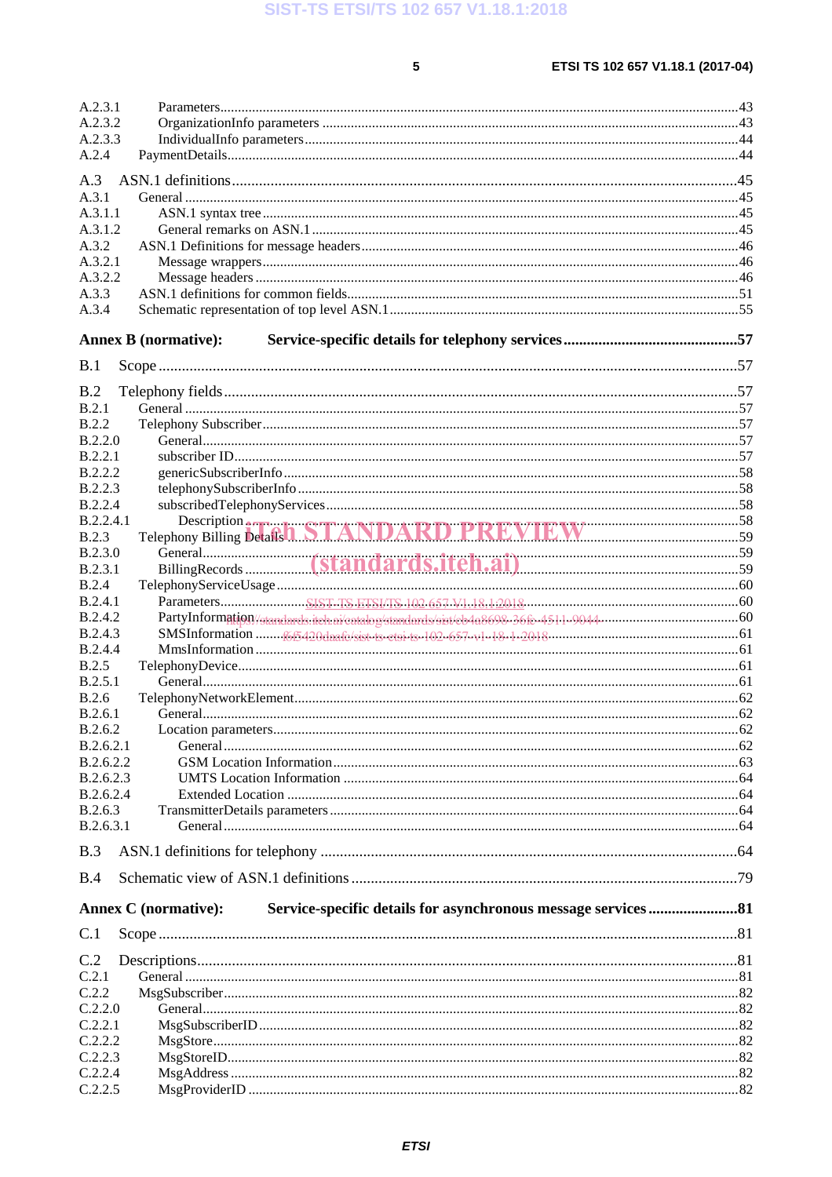A.2.3.1 Parameters.........43
A.2.3.2 OrganizationInfo parameters.........43
A.2.3.3 IndividualInfo parameters.........44
A.2.4 PaymentDetails.........44

A.3 ASN.1 definitions.........45
A.3.1 General.........45
A.3.1.1 ASN.1 syntax tree.........45
A.3.1.2 General remarks on ASN.1.........45
A.3.2 ASN.1 Definitions for message headers.........46
A.3.2.1 Message wrappers.........46
A.3.2.2 Message headers.........46
A.3.3 ASN.1 definitions for common fields.........51
A.3.4 Schematic representation of top level ASN.1.........55

**Annex B (normative): Service-specific details for telephony services.........57**

B.1 Scope.........57

B.2 Telephony fields.........57
B.2.1 General.........57
B.2.2 Telephony Subscriber.........57
B.2.2.0 General.........57
B.2.2.1 subscriber ID.........57
B.2.2.2 genericSubscriberInfo.........58
B.2.2.3 telephonySubscriberInfo.........58
B.2.2.4 subscribedTelephonyServices.........58
B.2.2.4.1 Description.........58
B.2.3 Telephony Billing Details.........59
B.2.3.0 General.........59
B.2.3.1 BillingRecords.........59
B.2.4 TelephonyServiceUsage.........60
B.2.4.1 Parameters.........60
B.2.4.2 PartyInformation.........60
B.2.4.3 SMSInformation.........61
B.2.4.4 MmsInformation.........61
B.2.5 TelephonyDevice.........61
B.2.5.1 General.........61
B.2.6 TelephonyNetworkElement.........62
B.2.6.1 General.........62
B.2.6.2 Location parameters.........62
B.2.6.2.1 General.........62
B.2.6.2.2 GSM Location Information.........63
B.2.6.2.3 UMTS Location Information.........64
B.2.6.2.4 Extended Location.........64
B.2.6.3 TransmitterDetails parameters.........64
B.2.6.3.1 General.........64

B.3 ASN.1 definitions for telephony.........64

B.4 Schematic view of ASN.1 definitions.........79

**Annex C (normative): Service-specific details for asynchronous message services.........81**

C.1 Scope.........81

C.2 Descriptions.........81
C.2.1 General.........81
C.2.2 MsgSubscriber.........82
C.2.2.0 General.........82
C.2.2.1 MsgSubscriberID.........82
C.2.2.2 MsgStore.........82
C.2.2.3 MsgStoreID.........82
C.2.2.4 MsgAddress.........82
C.2.2.5 MsgProviderID.........82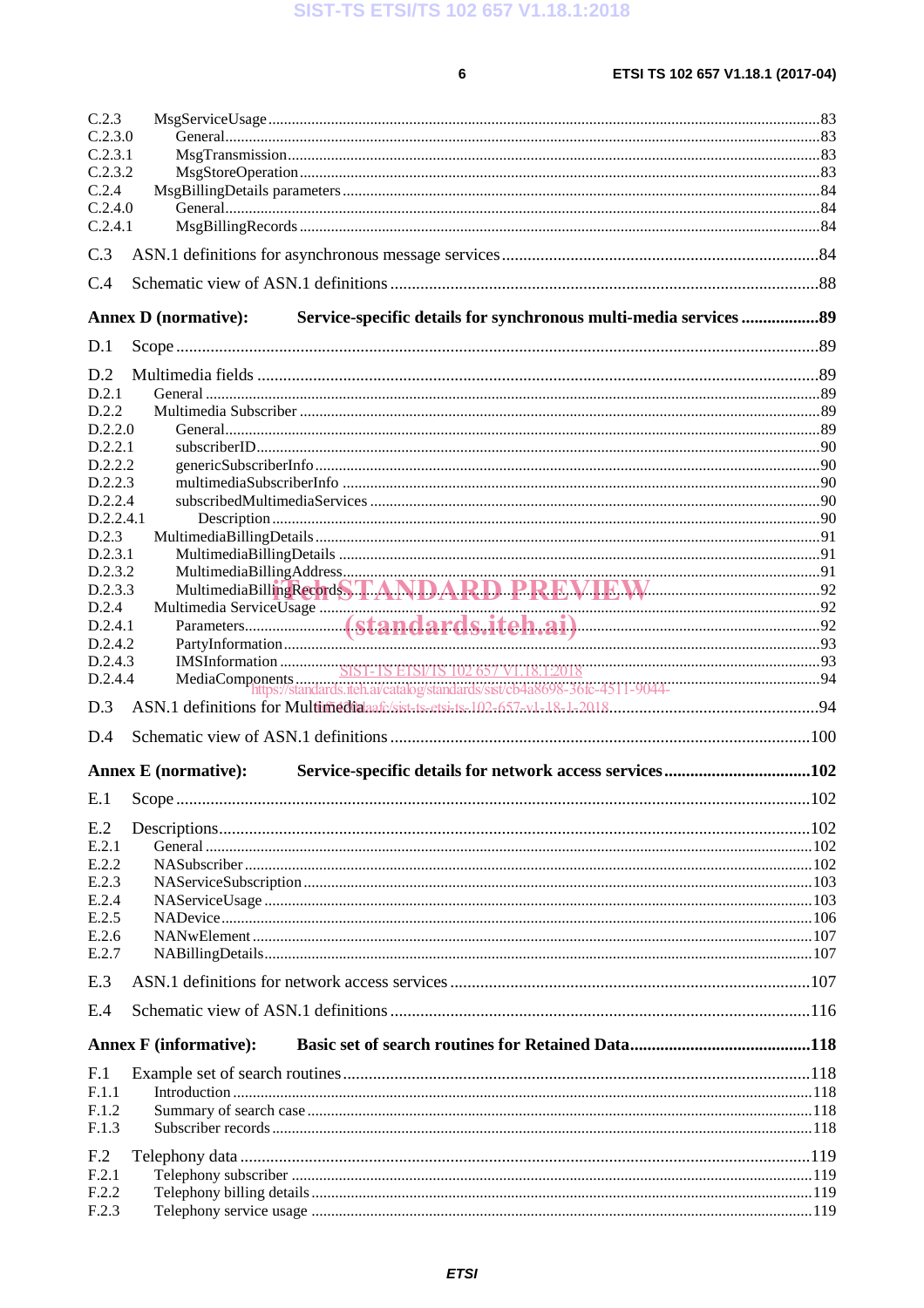C.2.3 MsgServiceUsage ....83
C.2.3.0 General ....83
C.2.3.1 MsgTransmission ....83
C.2.3.2 MsgStoreOperation ....83
C.2.4 MsgBillingDetails parameters ....84
C.2.4.0 General ....84
C.2.4.1 MsgBillingRecords ....84

C.3 ASN.1 definitions for asynchronous message services ....84

C.4 Schematic view of ASN.1 definitions ....88

**Annex D (normative): Service-specific details for synchronous multi-media services ....89**

D.1 Scope ....89

D.2 Multimedia fields ....89
D.2.1 General ....89
D.2.2 Multimedia Subscriber ....89
D.2.2.0 General ....89
D.2.2.1 subscriberID ....90
D.2.2.2 genericSubscriberInfo ....90
D.2.2.3 multimediaSubscriberInfo ....90
D.2.2.4 subscribedMultimediaServices ....90
D.2.2.4.1 Description ....90
D.2.3 MultimediaBillingDetails ....91
D.2.3.1 MultimediaBillingDetails ....91
D.2.3.2 MultimediaBillingAddress ....91
D.2.3.3 MultimediaBillingRecords ....92
D.2.4 Multimedia ServiceUsage ....92
D.2.4.1 Parameters ....92
D.2.4.2 PartyInformation ....93
D.2.4.3 IMSInformation ....93
D.2.4.4 MediaComponents ....94

D.3 ASN.1 definitions for Multimedia ....94

D.4 Schematic view of ASN.1 definitions ....100

**Annex E (normative): Service-specific details for network access services ....102**

E.1 Scope ....102

E.2 Descriptions ....102
E.2.1 General ....102
E.2.2 NASubscriber ....102
E.2.3 NAServiceSubscription ....103
E.2.4 NAServiceUsage ....103
E.2.5 NADevice ....106
E.2.6 NANwElement ....107
E.2.7 NABillingDetails ....107

E.3 ASN.1 definitions for network access services ....107

E.4 Schematic view of ASN.1 definitions ....116

**Annex F (informative): Basic set of search routines for Retained Data ....118**

F.1 Example set of search routines ....118
F.1.1 Introduction ....118
F.1.2 Summary of search case ....118
F.1.3 Subscriber records ....118

F.2 Telephony data ....119
F.2.1 Telephony subscriber ....119
F.2.2 Telephony billing details ....119
F.2.3 Telephony service usage ....119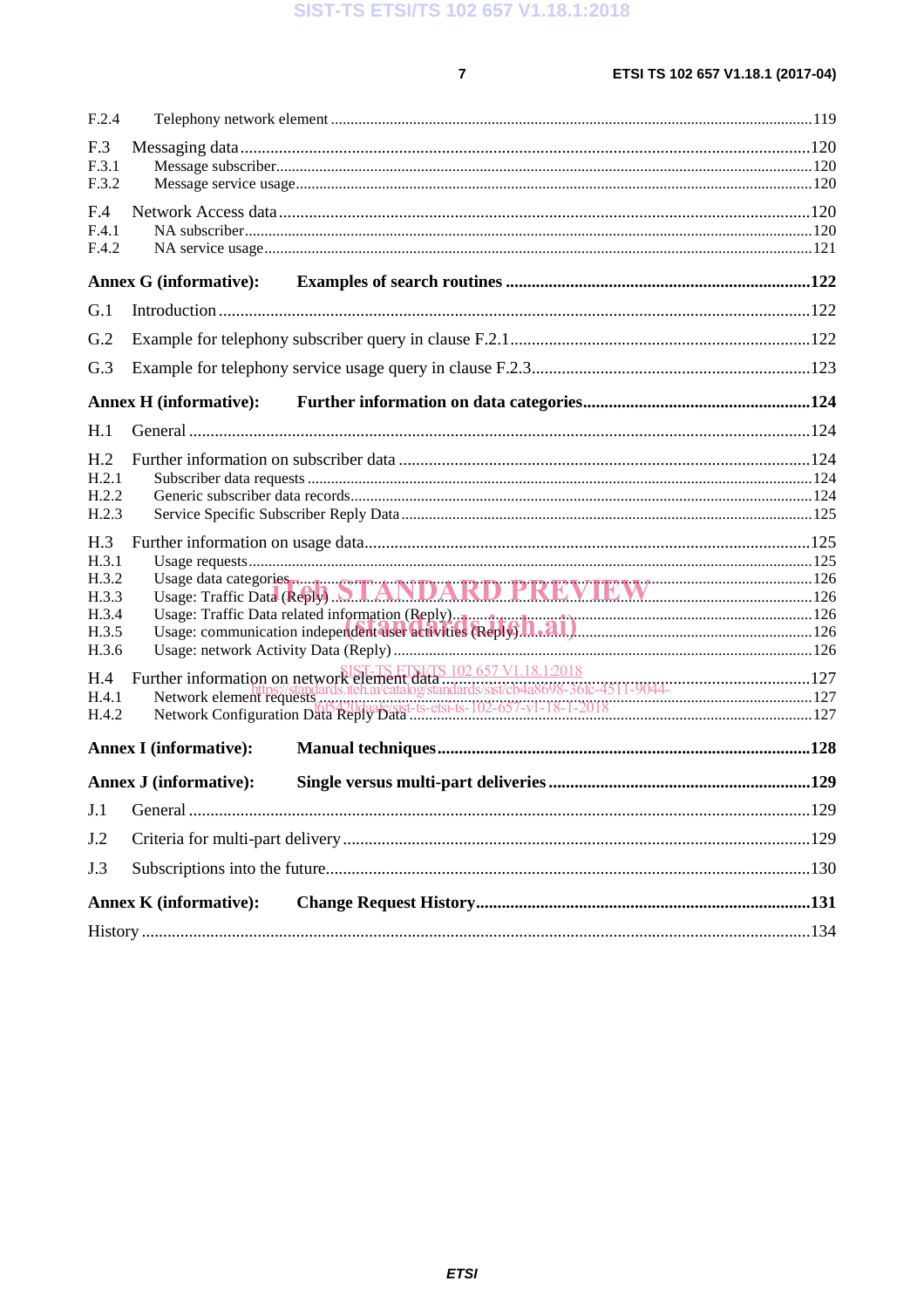F.2.4 Telephony network element ........................................................................................................................119

F.3 Messaging data ................................................................................................................................120
F.3.1 Message subscriber.........................................................................................................................120
F.3.2 Message service usage...................................................................................................................120

F.4 Network Access data .......................................................................................................................120
F.4.1 NA subscriber.................................................................................................................................120
F.4.2 NA service usage............................................................................................................................121

**Annex G (informative): Examples of search routines .....................................................................122**

G.1 Introduction .....................................................................................................................................122

G.2 Example for telephony subscriber query in clause F.2.1.................................................................122

G.3 Example for telephony service usage query in clause F.2.3............................................................123

**Annex H (informative): Further information on data categories....................................................124**

H.1 General ............................................................................................................................................124

H.2 Further information on subscriber data ..........................................................................................124
H.2.1 Subscriber data requests ...............................................................................................................124
H.2.2 Generic subscriber data records....................................................................................................124
H.2.3 Service Specific Subscriber Reply Data ........................................................................................125

H.3 Further information on usage data...................................................................................................125
H.3.1 Usage requests...............................................................................................................................125
H.3.2 Usage data categories.....................................................................................................................126
H.3.3 Usage: Traffic Data (Reply) ..........................................................................................................126
H.3.4 Usage: Traffic Data related information (Reply)...........................................................................126
H.3.5 Usage: communication independent user activities (Reply)..........................................................126
H.3.6 Usage: network Activity Data (Reply) ..........................................................................................126

H.4 Further information on network element data ................................................................................127
H.4.1 Network element requests ..............................................................................................................127
H.4.2 Network Configuration Data Reply Data .......................................................................................127

**Annex I (informative): Manual techniques.....................................................................................128**

**Annex J (informative): Single versus multi-part deliveries ............................................................129**

J.1 General ............................................................................................................................................129

J.2 Criteria for multi-part delivery.........................................................................................................129

J.3 Subscriptions into the future.............................................................................................................130

**Annex K (informative): Change Request History............................................................................131**

History ..................................................................................................................................................134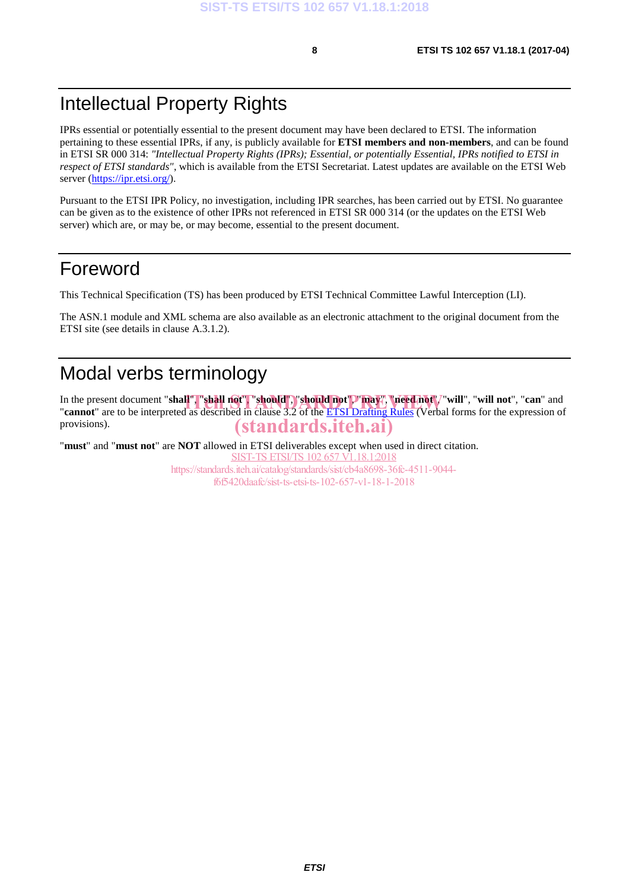# Intellectual Property Rights

IPRs essential or potentially essential to the present document may have been declared to ETSI. The information pertaining to these essential IPRs, if any, is publicly available for **ETSI members and non-members**, and can be found in ETSI SR 000 314: *"Intellectual Property Rights (IPRs); Essential, or potentially Essential, IPRs notified to ETSI in respect of ETSI standards"*, which is available from the ETSI Secretariat. Latest updates are available on the ETSI Web server (https://ipr.etsi.org/).

Pursuant to the ETSI IPR Policy, no investigation, including IPR searches, has been carried out by ETSI. No guarantee can be given as to the existence of other IPRs not referenced in ETSI SR 000 314 (or the updates on the ETSI Web server) which are, or may be, or may become, essential to the present document.

# Foreword

This Technical Specification (TS) has been produced by ETSI Technical Committee Lawful Interception (LI).

The ASN.1 module and XML schema are also available as an electronic attachment to the original document from the ETSI site (see details in clause A.3.1.2).

# Modal verbs terminology

In the present document "**shall**", "**shall not**", "**should**", "**should not**", "**may**", "**need not**", "**will**", "**will not**", "**can**" and "**cannot**" are to be interpreted as described in clause 3.2 of the ETSI Drafting Rules (Verbal forms for the expression of provisions).

"**must**" and "**must not**" are **NOT** allowed in ETSI deliverables except when used in direct citation.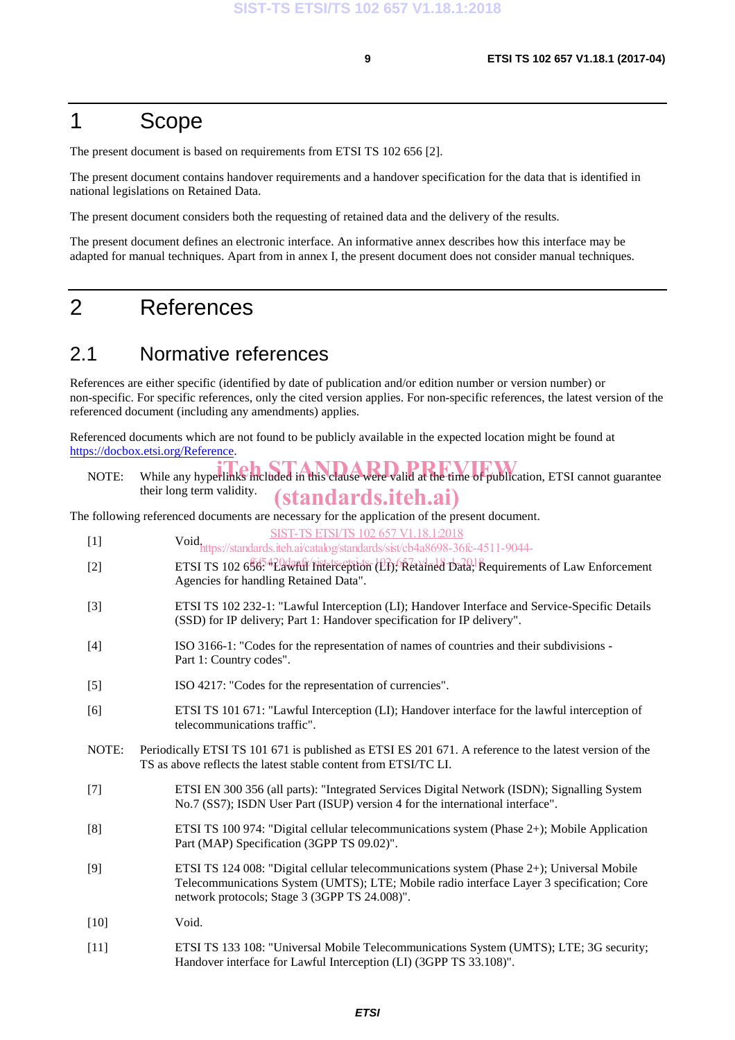# 1 Scope

The present document is based on requirements from ETSI TS 102 656 [2].

The present document contains handover requirements and a handover specification for the data that is identified in national legislations on Retained Data.

The present document considers both the requesting of retained data and the delivery of the results.

The present document defines an electronic interface. An informative annex describes how this interface may be adapted for manual techniques. Apart from in annex I, the present document does not consider manual techniques.

# 2 References

## 2.1 Normative references

References are either specific (identified by date of publication and/or edition number or version number) or non-specific. For specific references, only the cited version applies. For non-specific references, the latest version of the referenced document (including any amendments) applies.

Referenced documents which are not found to be publicly available in the expected location might be found at https://docbox.etsi.org/Reference.

NOTE: While any hyperlinks included in this clause were valid at the time of publication, ETSI cannot guarantee their long term validity.

The following referenced documents are necessary for the application of the present document.

[1] Void.

[2] ETSI TS 102 656: "Lawful Interception (LI); Retained Data; Requirements of Law Enforcement Agencies for handling Retained Data".

[3] ETSI TS 102 232-1: "Lawful Interception (LI); Handover Interface and Service-Specific Details (SSD) for IP delivery; Part 1: Handover specification for IP delivery".

[4] ISO 3166-1: "Codes for the representation of names of countries and their subdivisions - Part 1: Country codes".

[5] ISO 4217: "Codes for the representation of currencies".

[6] ETSI TS 101 671: "Lawful Interception (LI); Handover interface for the lawful interception of telecommunications traffic".

NOTE: Periodically ETSI TS 101 671 is published as ETSI ES 201 671. A reference to the latest version of the TS as above reflects the latest stable content from ETSI/TC LI.

[7] ETSI EN 300 356 (all parts): "Integrated Services Digital Network (ISDN); Signalling System No.7 (SS7); ISDN User Part (ISUP) version 4 for the international interface".

[8] ETSI TS 100 974: "Digital cellular telecommunications system (Phase 2+); Mobile Application Part (MAP) Specification (3GPP TS 09.02)".

[9] ETSI TS 124 008: "Digital cellular telecommunications system (Phase 2+); Universal Mobile Telecommunications System (UMTS); LTE; Mobile radio interface Layer 3 specification; Core network protocols; Stage 3 (3GPP TS 24.008)".

[10] Void.

[11] ETSI TS 133 108: "Universal Mobile Telecommunications System (UMTS); LTE; 3G security; Handover interface for Lawful Interception (LI) (3GPP TS 33.108)".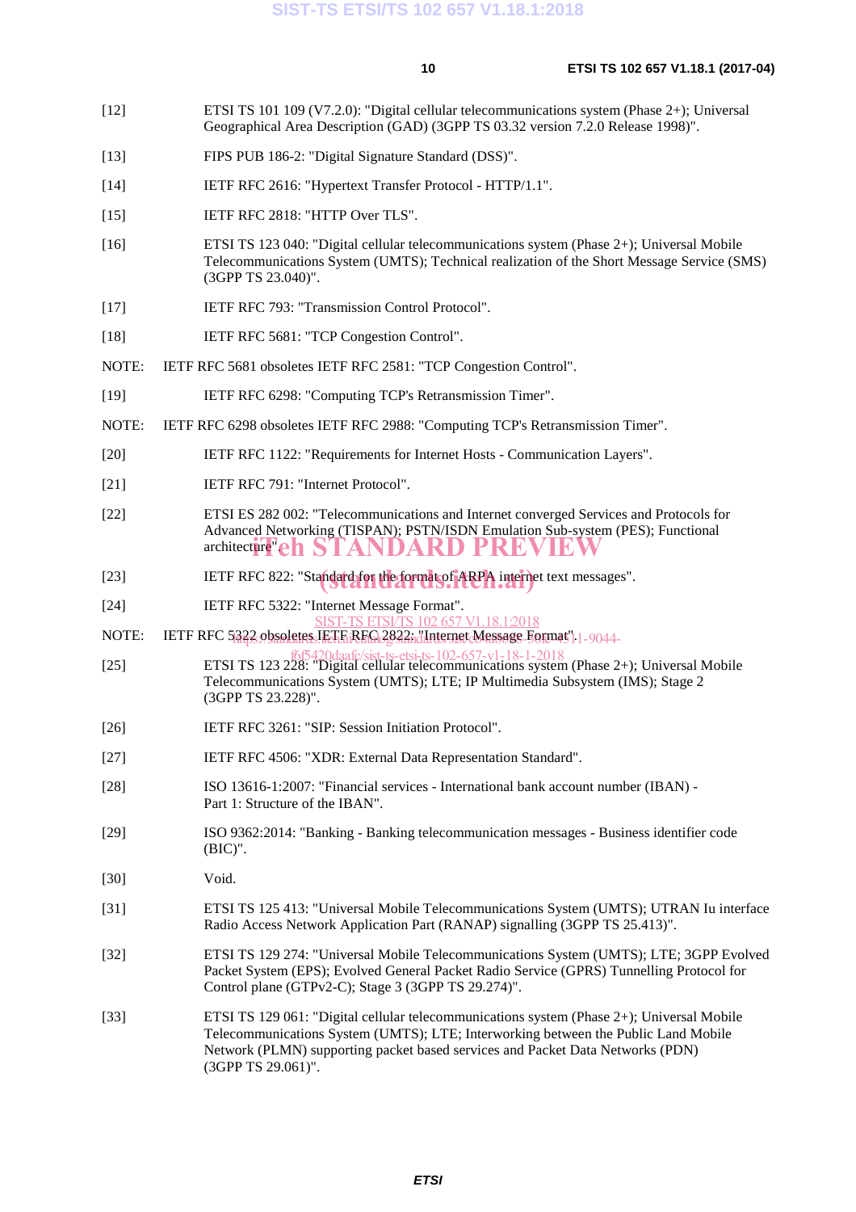[12] ETSI TS 101 109 (V7.2.0): "Digital cellular telecommunications system (Phase 2+); Universal Geographical Area Description (GAD) (3GPP TS 03.32 version 7.2.0 Release 1998)".

[13] FIPS PUB 186-2: "Digital Signature Standard (DSS)".

[14] IETF RFC 2616: "Hypertext Transfer Protocol - HTTP/1.1".

[15] IETF RFC 2818: "HTTP Over TLS".

[16] ETSI TS 123 040: "Digital cellular telecommunications system (Phase 2+); Universal Mobile Telecommunications System (UMTS); Technical realization of the Short Message Service (SMS) (3GPP TS 23.040)".

[17] IETF RFC 793: "Transmission Control Protocol".

[18] IETF RFC 5681: "TCP Congestion Control".

NOTE: IETF RFC 5681 obsoletes IETF RFC 2581: "TCP Congestion Control".

[19] IETF RFC 6298: "Computing TCP's Retransmission Timer".

NOTE: IETF RFC 6298 obsoletes IETF RFC 2988: "Computing TCP's Retransmission Timer".

[20] IETF RFC 1122: "Requirements for Internet Hosts - Communication Layers".

[21] IETF RFC 791: "Internet Protocol".

[22] ETSI ES 282 002: "Telecommunications and Internet converged Services and Protocols for Advanced Networking (TISPAN); PSTN/ISDN Emulation Sub-system (PES); Functional architecture".

[23] IETF RFC 822: "Standard for the format of ARPA internet text messages".

[24] IETF RFC 5322: "Internet Message Format".

NOTE: IETF RFC 5322 obsoletes IETF RFC 2822: "Internet Message Format".

[25] ETSI TS 123 228: "Digital cellular telecommunications system (Phase 2+); Universal Mobile Telecommunications System (UMTS); LTE; IP Multimedia Subsystem (IMS); Stage 2 (3GPP TS 23.228)".

[26] IETF RFC 3261: "SIP: Session Initiation Protocol".

[27] IETF RFC 4506: "XDR: External Data Representation Standard".

[28] ISO 13616-1:2007: "Financial services - International bank account number (IBAN) - Part 1: Structure of the IBAN".

[29] ISO 9362:2014: "Banking - Banking telecommunication messages - Business identifier code (BIC)".

[30] Void.

[31] ETSI TS 125 413: "Universal Mobile Telecommunications System (UMTS); UTRAN Iu interface Radio Access Network Application Part (RANAP) signalling (3GPP TS 25.413)".

[32] ETSI TS 129 274: "Universal Mobile Telecommunications System (UMTS); LTE; 3GPP Evolved Packet System (EPS); Evolved General Packet Radio Service (GPRS) Tunnelling Protocol for Control plane (GTPv2-C); Stage 3 (3GPP TS 29.274)".

[33] ETSI TS 129 061: "Digital cellular telecommunications system (Phase 2+); Universal Mobile Telecommunications System (UMTS); LTE; Interworking between the Public Land Mobile Network (PLMN) supporting packet based services and Packet Data Networks (PDN) (3GPP TS 29.061)".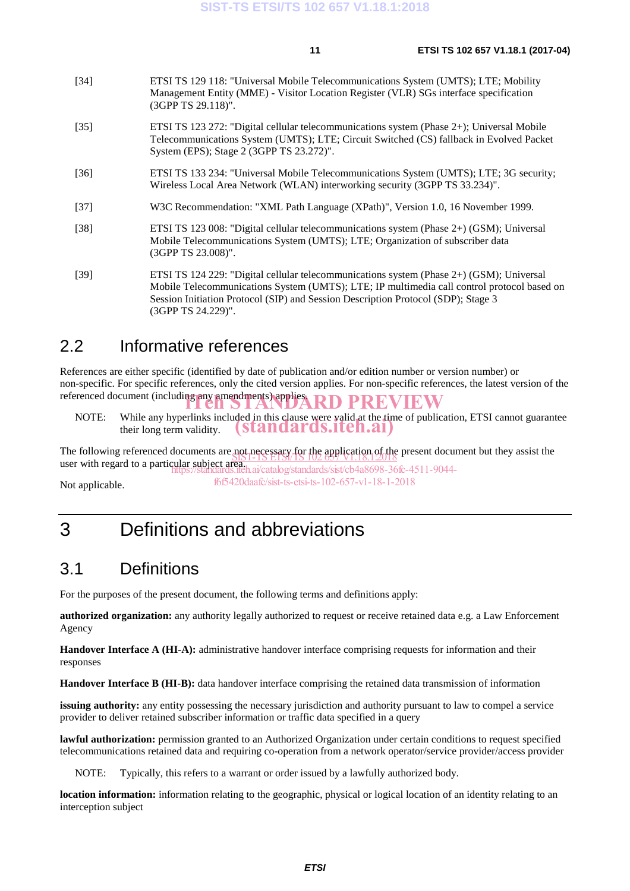[34] ETSI TS 129 118: "Universal Mobile Telecommunications System (UMTS); LTE; Mobility Management Entity (MME) - Visitor Location Register (VLR) SGs interface specification (3GPP TS 29.118)".

[35] ETSI TS 123 272: "Digital cellular telecommunications system (Phase 2+); Universal Mobile Telecommunications System (UMTS); LTE; Circuit Switched (CS) fallback in Evolved Packet System (EPS); Stage 2 (3GPP TS 23.272)".

[36] ETSI TS 133 234: "Universal Mobile Telecommunications System (UMTS); LTE; 3G security; Wireless Local Area Network (WLAN) interworking security (3GPP TS 33.234)".

[37] W3C Recommendation: "XML Path Language (XPath)", Version 1.0, 16 November 1999.

[38] ETSI TS 123 008: "Digital cellular telecommunications system (Phase 2+) (GSM); Universal Mobile Telecommunications System (UMTS); LTE; Organization of subscriber data (3GPP TS 23.008)".

[39] ETSI TS 124 229: "Digital cellular telecommunications system (Phase 2+) (GSM); Universal Mobile Telecommunications System (UMTS); LTE; IP multimedia call control protocol based on Session Initiation Protocol (SIP) and Session Description Protocol (SDP); Stage 3 (3GPP TS 24.229)".

## 2.2 Informative references

References are either specific (identified by date of publication and/or edition number or version number) or non-specific. For specific references, only the cited version applies. For non-specific references, the latest version of the referenced document (including any amendments) applies.

NOTE: While any hyperlinks included in this clause were valid at the time of publication, ETSI cannot guarantee their long term validity.

The following referenced documents are not necessary for the application of the present document but they assist the user with regard to a particular subject area.

Not applicable.

# 3 Definitions and abbreviations

## 3.1 Definitions

For the purposes of the present document, the following terms and definitions apply:

**authorized organization:** any authority legally authorized to request or receive retained data e.g. a Law Enforcement Agency

**Handover Interface A (HI-A):** administrative handover interface comprising requests for information and their responses

**Handover Interface B (HI-B):** data handover interface comprising the retained data transmission of information

**issuing authority:** any entity possessing the necessary jurisdiction and authority pursuant to law to compel a service provider to deliver retained subscriber information or traffic data specified in a query

**lawful authorization:** permission granted to an Authorized Organization under certain conditions to request specified telecommunications retained data and requiring co-operation from a network operator/service provider/access provider

NOTE: Typically, this refers to a warrant or order issued by a lawfully authorized body.

**location information:** information relating to the geographic, physical or logical location of an identity relating to an interception subject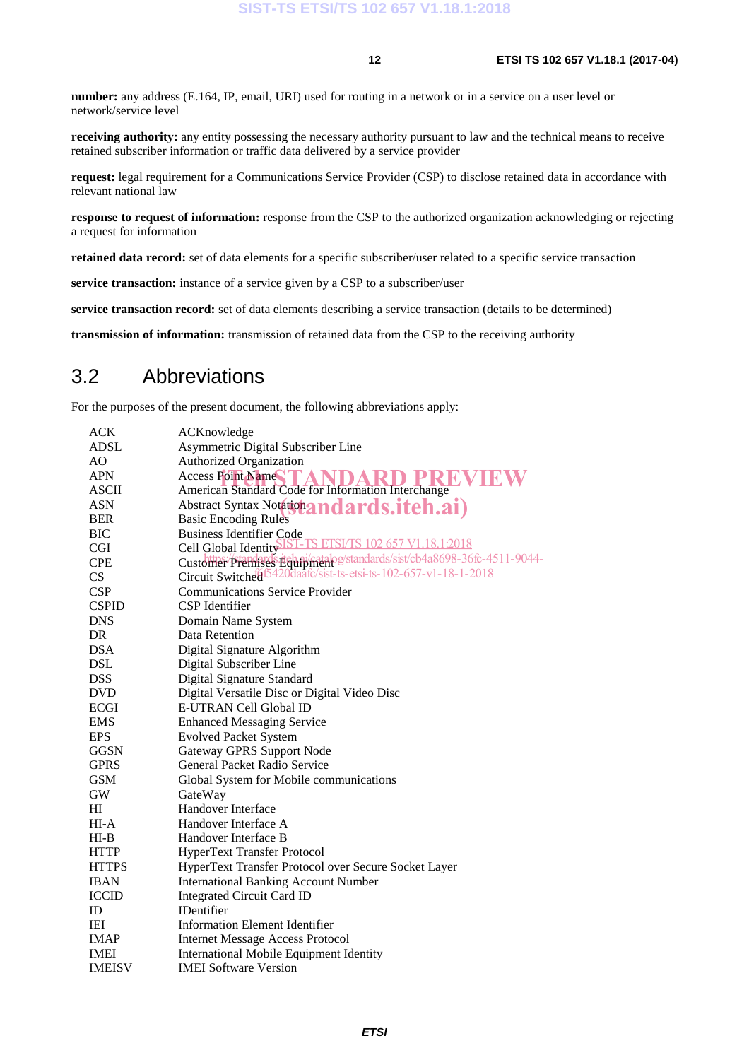**number:** any address (E.164, IP, email, URI) used for routing in a network or in a service on a user level or network/service level

**receiving authority:** any entity possessing the necessary authority pursuant to law and the technical means to receive retained subscriber information or traffic data delivered by a service provider

**request:** legal requirement for a Communications Service Provider (CSP) to disclose retained data in accordance with relevant national law

**response to request of information:** response from the CSP to the authorized organization acknowledging or rejecting a request for information

**retained data record:** set of data elements for a specific subscriber/user related to a specific service transaction

**service transaction:** instance of a service given by a CSP to a subscriber/user

**service transaction record:** set of data elements describing a service transaction (details to be determined)

**transmission of information:** transmission of retained data from the CSP to the receiving authority

## 3.2 Abbreviations

For the purposes of the present document, the following abbreviations apply:

| | |
|---|---|
| ACK | ACKnowledge |
| ADSL | Asymmetric Digital Subscriber Line |
| AO | Authorized Organization |
| APN | Access Point Name |
| ASCII | American Standard Code for Information Interchange |
| ASN | Abstract Syntax Notation |
| BER | Basic Encoding Rules |
| BIC | Business Identifier Code |
| CGI | Cell Global Identity |
| CPE | Customer Premises Equipment |
| CS | Circuit Switched |
| CSP | Communications Service Provider |
| CSPID | CSP Identifier |
| DNS | Domain Name System |
| DR | Data Retention |
| DSA | Digital Signature Algorithm |
| DSL | Digital Subscriber Line |
| DSS | Digital Signature Standard |
| DVD | Digital Versatile Disc or Digital Video Disc |
| ECGI | E-UTRAN Cell Global ID |
| EMS | Enhanced Messaging Service |
| EPS | Evolved Packet System |
| GGSN | Gateway GPRS Support Node |
| GPRS | General Packet Radio Service |
| GSM | Global System for Mobile communications |
| GW | GateWay |
| HI | Handover Interface |
| HI-A | Handover Interface A |
| HI-B | Handover Interface B |
| HTTP | HyperText Transfer Protocol |
| HTTPS | HyperText Transfer Protocol over Secure Socket Layer |
| IBAN | International Banking Account Number |
| ICCID | Integrated Circuit Card ID |
| ID | IDentifier |
| IEI | Information Element Identifier |
| IMAP | Internet Message Access Protocol |
| IMEI | International Mobile Equipment Identity |
| IMEISV | IMEI Software Version |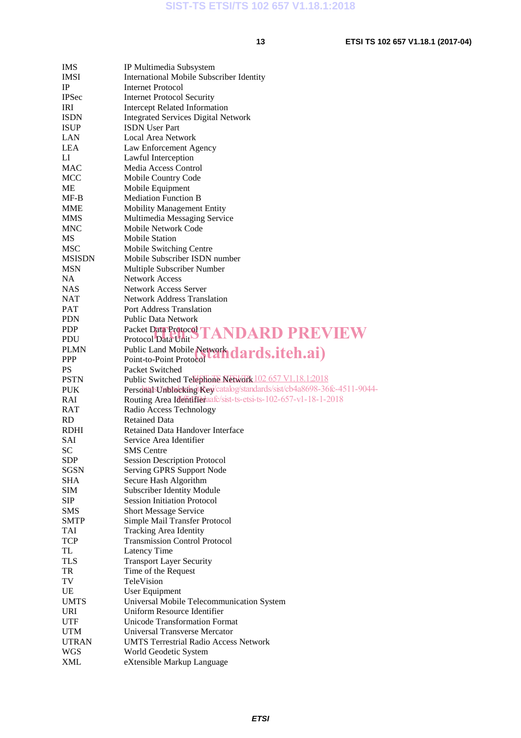| | |
|---|---|
| IMS | IP Multimedia Subsystem |
| IMSI | International Mobile Subscriber Identity |
| IP | Internet Protocol |
| IPSec | Internet Protocol Security |
| IRI | Intercept Related Information |
| ISDN | Integrated Services Digital Network |
| ISUP | ISDN User Part |
| LAN | Local Area Network |
| LEA | Law Enforcement Agency |
| LI | Lawful Interception |
| MAC | Media Access Control |
| MCC | Mobile Country Code |
| ME | Mobile Equipment |
| MF-B | Mediation Function B |
| MME | Mobility Management Entity |
| MMS | Multimedia Messaging Service |
| MNC | Mobile Network Code |
| MS | Mobile Station |
| MSC | Mobile Switching Centre |
| MSISDN | Mobile Subscriber ISDN number |
| MSN | Multiple Subscriber Number |
| NA | Network Access |
| NAS | Network Access Server |
| NAT | Network Address Translation |
| PAT | Port Address Translation |
| PDN | Public Data Network |
| PDP | Packet Data Protocol |
| PDU | Protocol Data Unit |
| PLMN | Public Land Mobile Network |
| PPP | Point-to-Point Protocol |
| PS | Packet Switched |
| PSTN | Public Switched Telephone Network |
| PUK | Personal Unblocking Key |
| RAI | Routing Area Identifier |
| RAT | Radio Access Technology |
| RD | Retained Data |
| RDHI | Retained Data Handover Interface |
| SAI | Service Area Identifier |
| SC | SMS Centre |
| SDP | Session Description Protocol |
| SGSN | Serving GPRS Support Node |
| SHA | Secure Hash Algorithm |
| SIM | Subscriber Identity Module |
| SIP | Session Initiation Protocol |
| SMS | Short Message Service |
| SMTP | Simple Mail Transfer Protocol |
| TAI | Tracking Area Identity |
| TCP | Transmission Control Protocol |
| TL | Latency Time |
| TLS | Transport Layer Security |
| TR | Time of the Request |
| TV | TeleVision |
| UE | User Equipment |
| UMTS | Universal Mobile Telecommunication System |
| URI | Uniform Resource Identifier |
| UTF | Unicode Transformation Format |
| UTM | Universal Transverse Mercator |
| UTRAN | UMTS Terrestrial Radio Access Network |
| WGS | World Geodetic System |
| XML | eXtensible Markup Language |